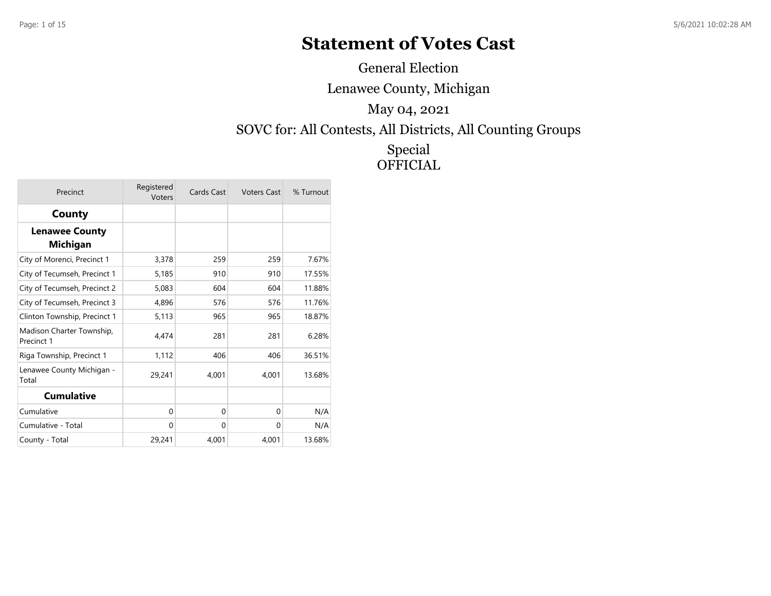# Statement of Votes Cast

General Election

Lenawee County, Michigan

May 04, 2021

SOVC for: All Contests, All Districts, All Counting Groups

Special
OFFICIAL

| Precinct | Registered Voters | Cards Cast | Voters Cast | % Turnout |
|---|---|---|---|---|
| **County** | | | | |
| **Lenawee County Michigan** | | | | |
| City of Morenci, Precinct 1 | 3,378 | 259 | 259 | 7.67% |
| City of Tecumseh, Precinct 1 | 5,185 | 910 | 910 | 17.55% |
| City of Tecumseh, Precinct 2 | 5,083 | 604 | 604 | 11.88% |
| City of Tecumseh, Precinct 3 | 4,896 | 576 | 576 | 11.76% |
| Clinton Township, Precinct 1 | 5,113 | 965 | 965 | 18.87% |
| Madison Charter Township, Precinct 1 | 4,474 | 281 | 281 | 6.28% |
| Riga Township, Precinct 1 | 1,112 | 406 | 406 | 36.51% |
| Lenawee County Michigan - Total | 29,241 | 4,001 | 4,001 | 13.68% |
| **Cumulative** | | | | |
| Cumulative | 0 | 0 | 0 | N/A |
| Cumulative - Total | 0 | 0 | 0 | N/A |
| County - Total | 29,241 | 4,001 | 4,001 | 13.68% |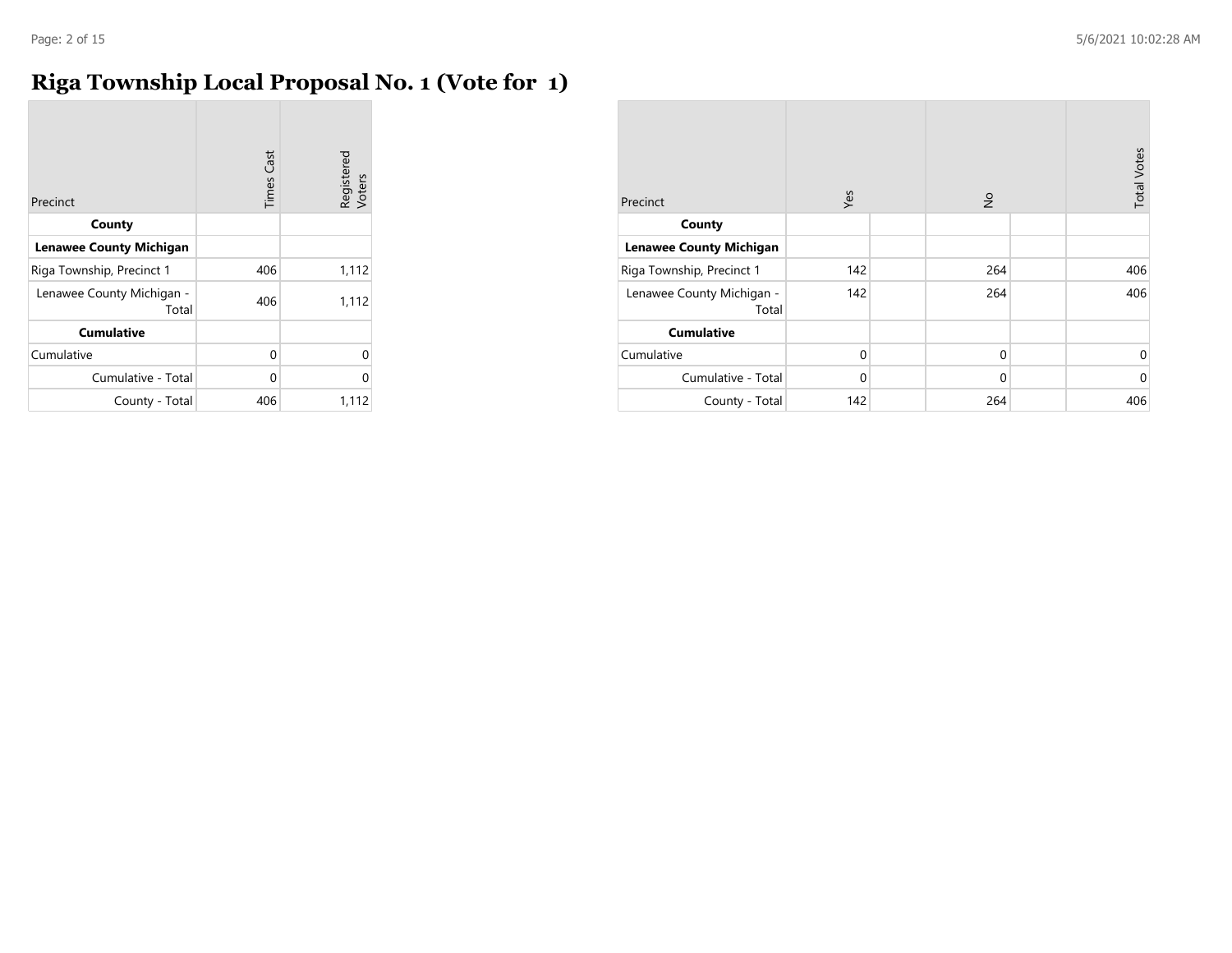# Riga Township Local Proposal No. 1 (Vote for 1)

| Precinct | Times Cast | Registered Voters |
|---|---|---|
| **County** | | |
| **Lenawee County Michigan** | | |
| Riga Township, Precinct 1 | 406 | 1,112 |
| Lenawee County Michigan - Total | 406 | 1,112 |
| **Cumulative** | | |
| Cumulative | 0 | 0 |
| Cumulative - Total | 0 | 0 |
| County - Total | 406 | 1,112 |

| Precinct | Yes | | No | | Total Votes |
|---|---|---|---|---|---|
| **County** | | | | | |
| **Lenawee County Michigan** | | | | | |
| Riga Township, Precinct 1 | 142 | | 264 | | 406 |
| Lenawee County Michigan - Total | 142 | | 264 | | 406 |
| **Cumulative** | | | | | |
| Cumulative | 0 | | 0 | | 0 |
| Cumulative - Total | 0 | | 0 | | 0 |
| County - Total | 142 | | 264 | | 406 |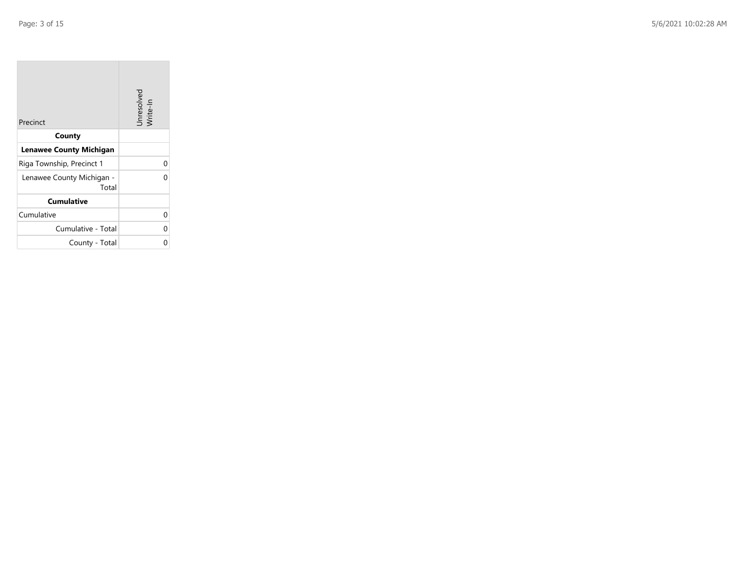| Precinct | Unresolved Write-In |
| --- | --- |
| **County** | |
| **Lenawee County Michigan** | |
| Riga Township, Precinct 1 | 0 |
| Lenawee County Michigan - Total | 0 |
| **Cumulative** | |
| Cumulative | 0 |
| Cumulative - Total | 0 |
| County - Total | 0 |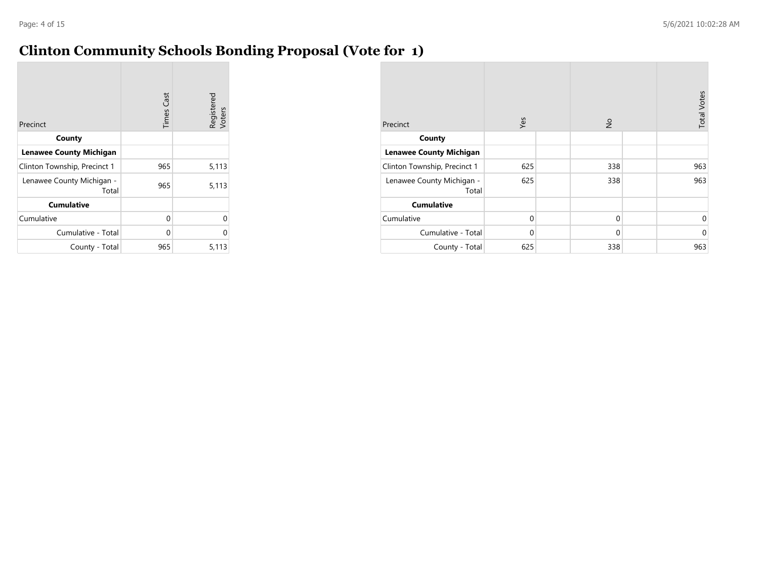# Clinton Community Schools Bonding Proposal (Vote for 1)

| Precinct | Times Cast | Registered Voters |
|---|---|---|
| **County** | | |
| **Lenawee County Michigan** | | |
| Clinton Township, Precinct 1 | 965 | 5,113 |
| Lenawee County Michigan - Total | 965 | 5,113 |
| **Cumulative** | | |
| Cumulative | 0 | 0 |
| Cumulative - Total | 0 | 0 |
| County - Total | 965 | 5,113 |

| Precinct | Yes | | No | | Total Votes |
|---|---|---|---|---|---|
| **County** | | | | | |
| **Lenawee County Michigan** | | | | | |
| Clinton Township, Precinct 1 | 625 | | 338 | | 963 |
| Lenawee County Michigan - Total | 625 | | 338 | | 963 |
| **Cumulative** | | | | | |
| Cumulative | 0 | | 0 | | 0 |
| Cumulative - Total | 0 | | 0 | | 0 |
| County - Total | 625 | | 338 | | 963 |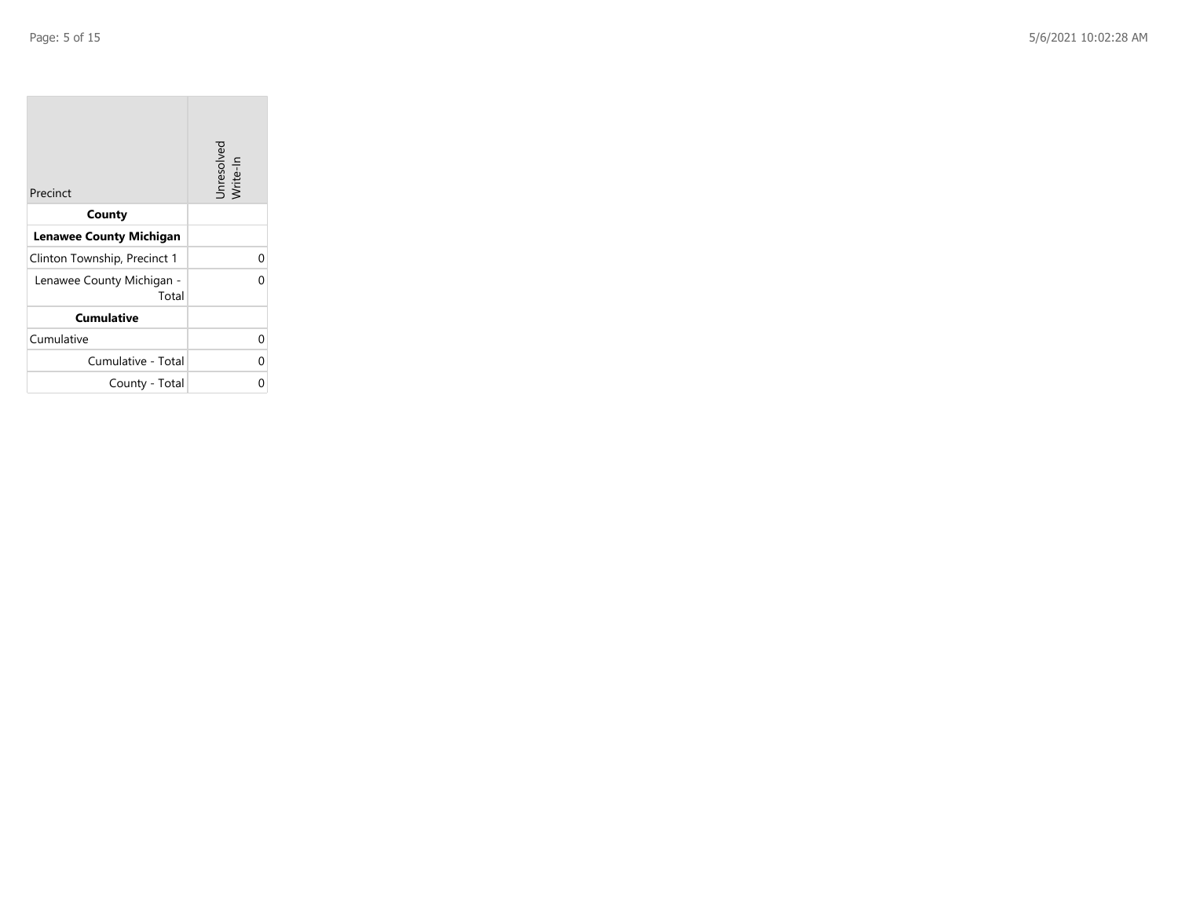| Precinct | Unresolved Write-In |
|---|---|
| **County** | |
| **Lenawee County Michigan** | |
| Clinton Township, Precinct 1 | 0 |
| Lenawee County Michigan - Total | 0 |
| **Cumulative** | |
| Cumulative | 0 |
| Cumulative - Total | 0 |
| County - Total | 0 |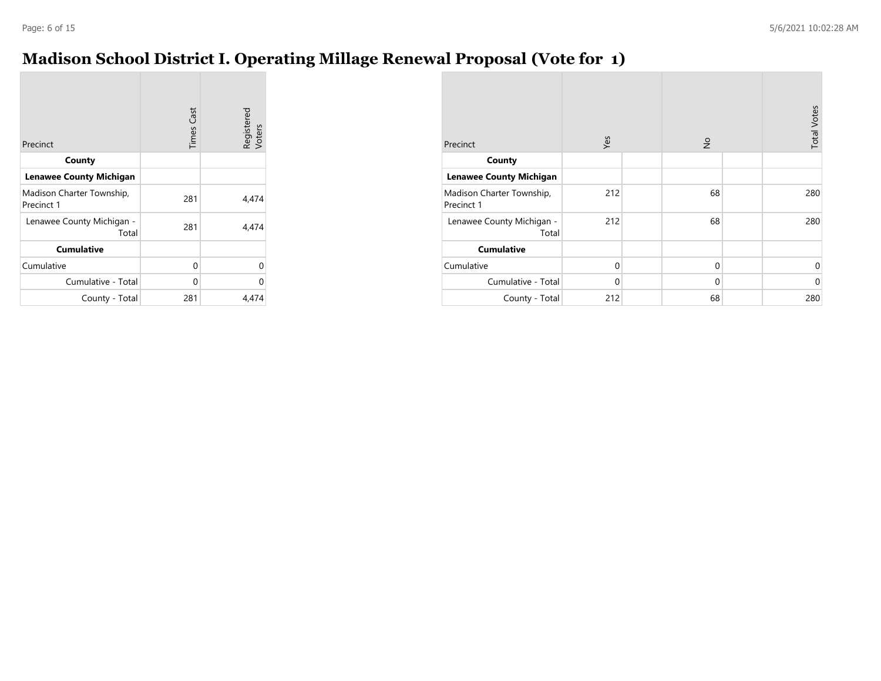# Madison School District I. Operating Millage Renewal Proposal (Vote for 1)

| Precinct | Times Cast | Registered Voters |
|---|---|---|
| **County** | | |
| **Lenawee County Michigan** | | |
| Madison Charter Township, Precinct 1 | 281 | 4,474 |
| Lenawee County Michigan - Total | 281 | 4,474 |
| **Cumulative** | | |
| Cumulative | 0 | 0 |
| Cumulative - Total | 0 | 0 |
| County - Total | 281 | 4,474 |

| Precinct | Yes | | No | | Total Votes |
|---|---|---|---|---|---|
| **County** | | | | | |
| **Lenawee County Michigan** | | | | | |
| Madison Charter Township, Precinct 1 | 212 | | 68 | | 280 |
| Lenawee County Michigan - Total | 212 | | 68 | | 280 |
| **Cumulative** | | | | | |
| Cumulative | 0 | | 0 | | 0 |
| Cumulative - Total | 0 | | 0 | | 0 |
| County - Total | 212 | | 68 | | 280 |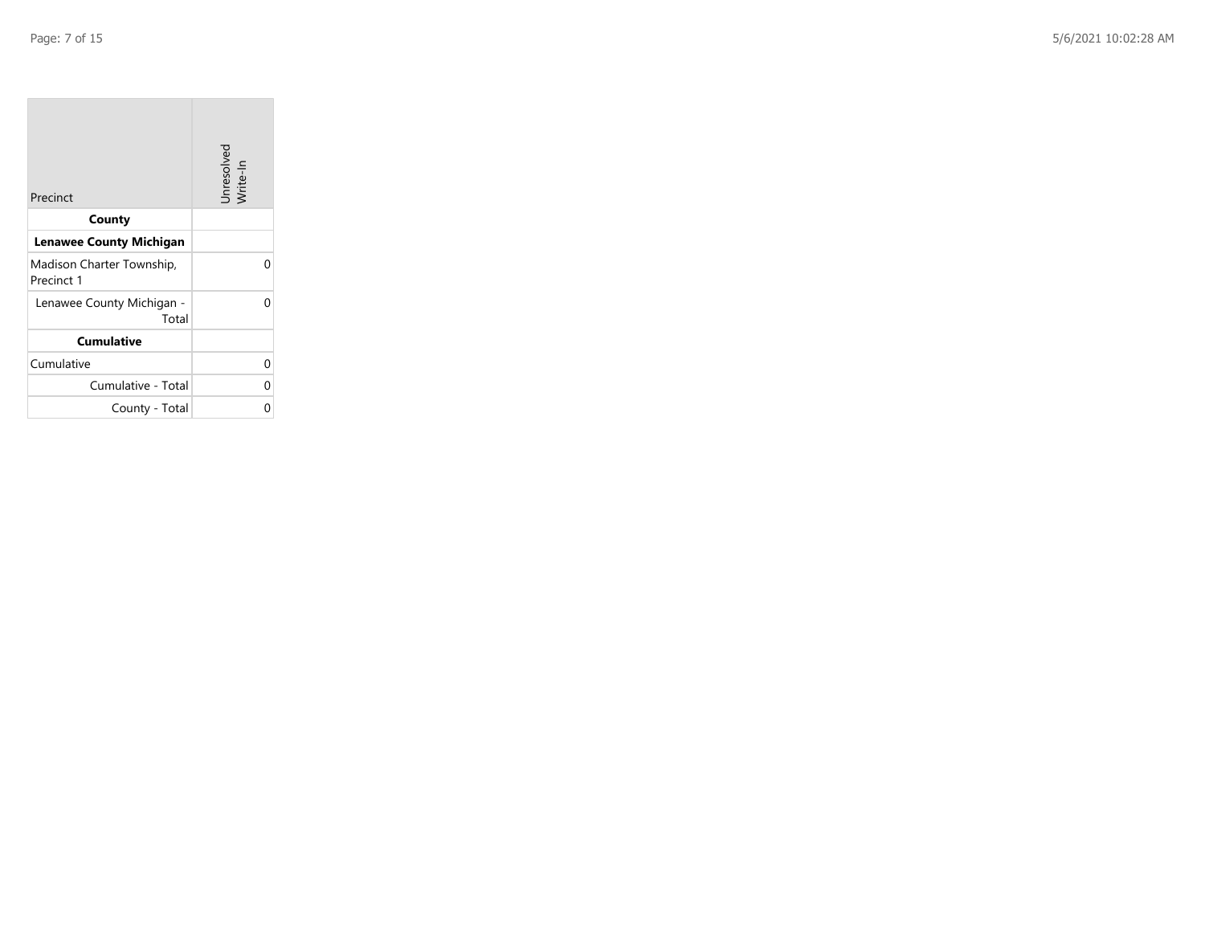| Precinct | Unresolved Write-In |
|---|---|
| **County** | |
| **Lenawee County Michigan** | |
| Madison Charter Township, Precinct 1 | 0 |
| Lenawee County Michigan - Total | 0 |
| **Cumulative** | |
| Cumulative | 0 |
| Cumulative - Total | 0 |
| County - Total | 0 |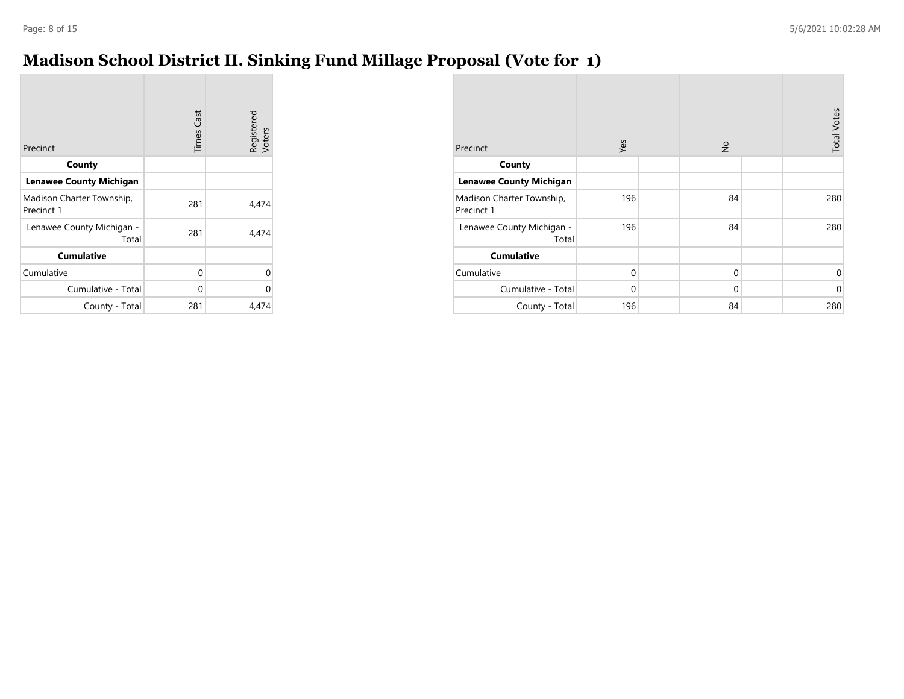# Madison School District II. Sinking Fund Millage Proposal (Vote for 1)

| Precinct | Times Cast | Registered Voters |
|---|---|---|
| **County** | | |
| **Lenawee County Michigan** | | |
| Madison Charter Township, Precinct 1 | 281 | 4,474 |
| Lenawee County Michigan - Total | 281 | 4,474 |
| **Cumulative** | | |
| Cumulative | 0 | 0 |
| Cumulative - Total | 0 | 0 |
| County - Total | 281 | 4,474 |

| Precinct | Yes | | No | | Total Votes |
|---|---|---|---|---|---|
| **County** | | | | | |
| **Lenawee County Michigan** | | | | | |
| Madison Charter Township, Precinct 1 | 196 | | 84 | | 280 |
| Lenawee County Michigan - Total | 196 | | 84 | | 280 |
| **Cumulative** | | | | | |
| Cumulative | 0 | | 0 | | 0 |
| Cumulative - Total | 0 | | 0 | | 0 |
| County - Total | 196 | | 84 | | 280 |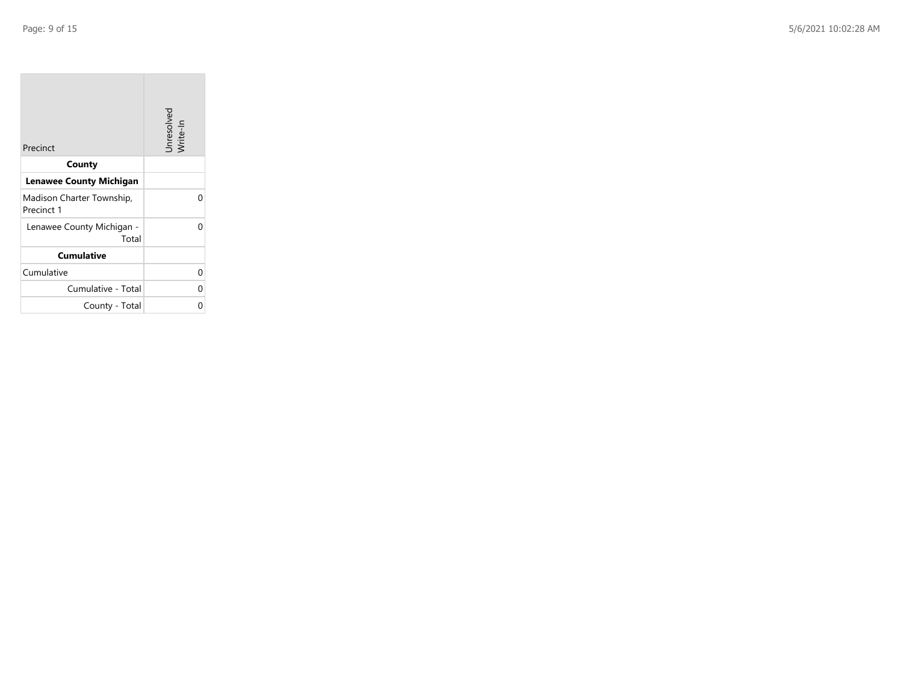| Precinct | Unresolved Write-In |
|---|---|
| **County** | |
| **Lenawee County Michigan** | |
| Madison Charter Township, Precinct 1 | 0 |
| Lenawee County Michigan - Total | 0 |
| **Cumulative** | |
| Cumulative | 0 |
| Cumulative - Total | 0 |
| County - Total | 0 |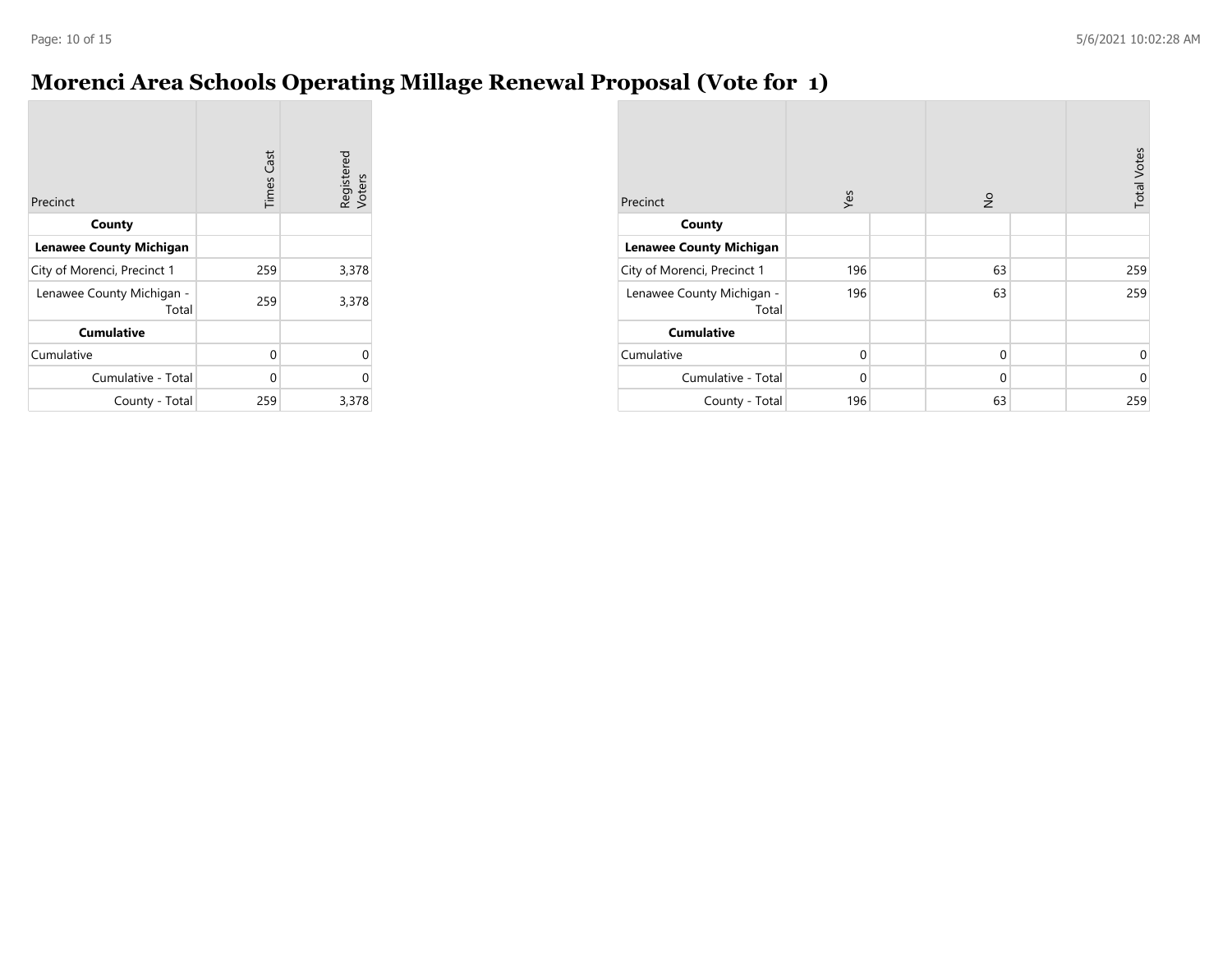# Morenci Area Schools Operating Millage Renewal Proposal (Vote for 1)

| Precinct | Times Cast | Registered Voters |
|---|---|---|
| **County** | | |
| **Lenawee County Michigan** | | |
| City of Morenci, Precinct 1 | 259 | 3,378 |
| Lenawee County Michigan - Total | 259 | 3,378 |
| **Cumulative** | | |
| Cumulative | 0 | 0 |
| Cumulative - Total | 0 | 0 |
| County - Total | 259 | 3,378 |

| Precinct | Yes | | No | | Total Votes |
|---|---|---|---|---|---|
| **County** | | | | | |
| **Lenawee County Michigan** | | | | | |
| City of Morenci, Precinct 1 | 196 | | 63 | | 259 |
| Lenawee County Michigan - Total | 196 | | 63 | | 259 |
| **Cumulative** | | | | | |
| Cumulative | 0 | | 0 | | 0 |
| Cumulative - Total | 0 | | 0 | | 0 |
| County - Total | 196 | | 63 | | 259 |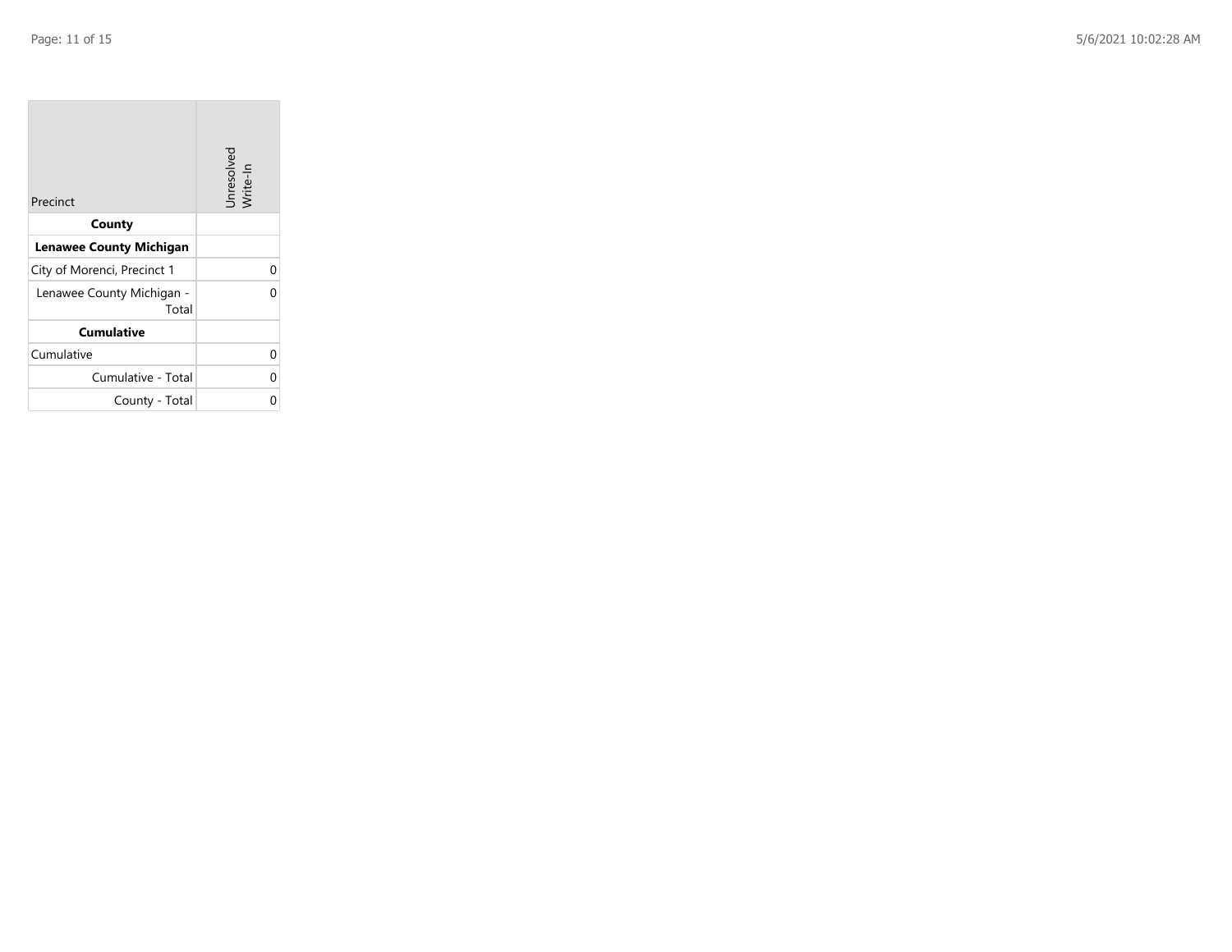| Precinct | Unresolved Write-In |
|---|---|
| **County** | |
| **Lenawee County Michigan** | |
| City of Morenci, Precinct 1 | 0 |
| Lenawee County Michigan - Total | 0 |
| **Cumulative** | |
| Cumulative | 0 |
| Cumulative - Total | 0 |
| County - Total | 0 |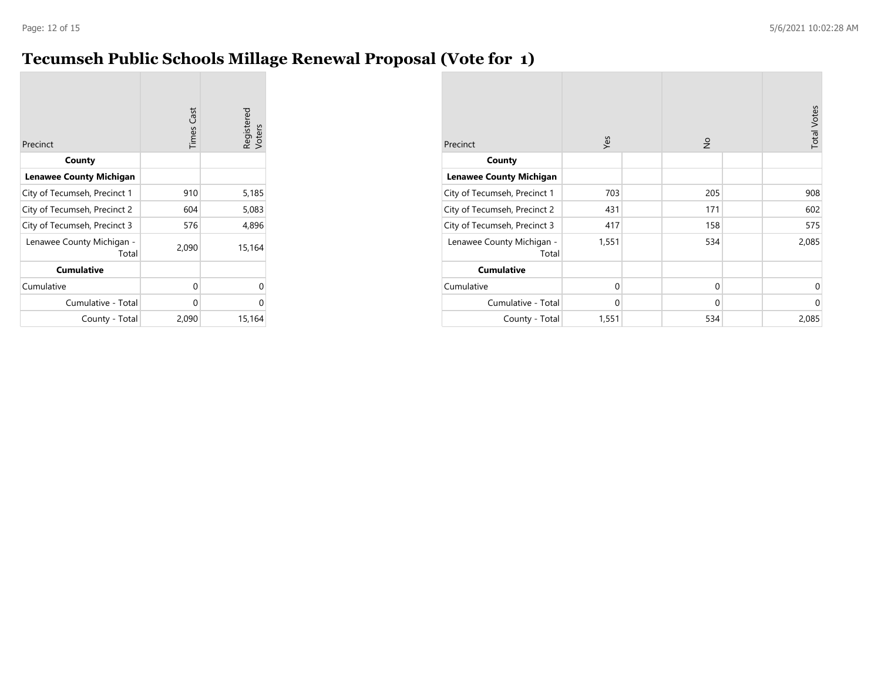# Tecumseh Public Schools Millage Renewal Proposal (Vote for 1)

| Precinct | Times Cast | Registered Voters |
|---|---|---|
| **County** | | |
| **Lenawee County Michigan** | | |
| City of Tecumseh, Precinct 1 | 910 | 5,185 |
| City of Tecumseh, Precinct 2 | 604 | 5,083 |
| City of Tecumseh, Precinct 3 | 576 | 4,896 |
| Lenawee County Michigan - Total | 2,090 | 15,164 |
| **Cumulative** | | |
| Cumulative | 0 | 0 |
| Cumulative - Total | 0 | 0 |
| County - Total | 2,090 | 15,164 |

| Precinct | Yes | | No | | Total Votes |
|---|---|---|---|---|---|
| **County** | | | | | |
| **Lenawee County Michigan** | | | | | |
| City of Tecumseh, Precinct 1 | 703 | | 205 | | 908 |
| City of Tecumseh, Precinct 2 | 431 | | 171 | | 602 |
| City of Tecumseh, Precinct 3 | 417 | | 158 | | 575 |
| Lenawee County Michigan - Total | 1,551 | | 534 | | 2,085 |
| **Cumulative** | | | | | |
| Cumulative | 0 | | 0 | | 0 |
| Cumulative - Total | 0 | | 0 | | 0 |
| County - Total | 1,551 | | 534 | | 2,085 |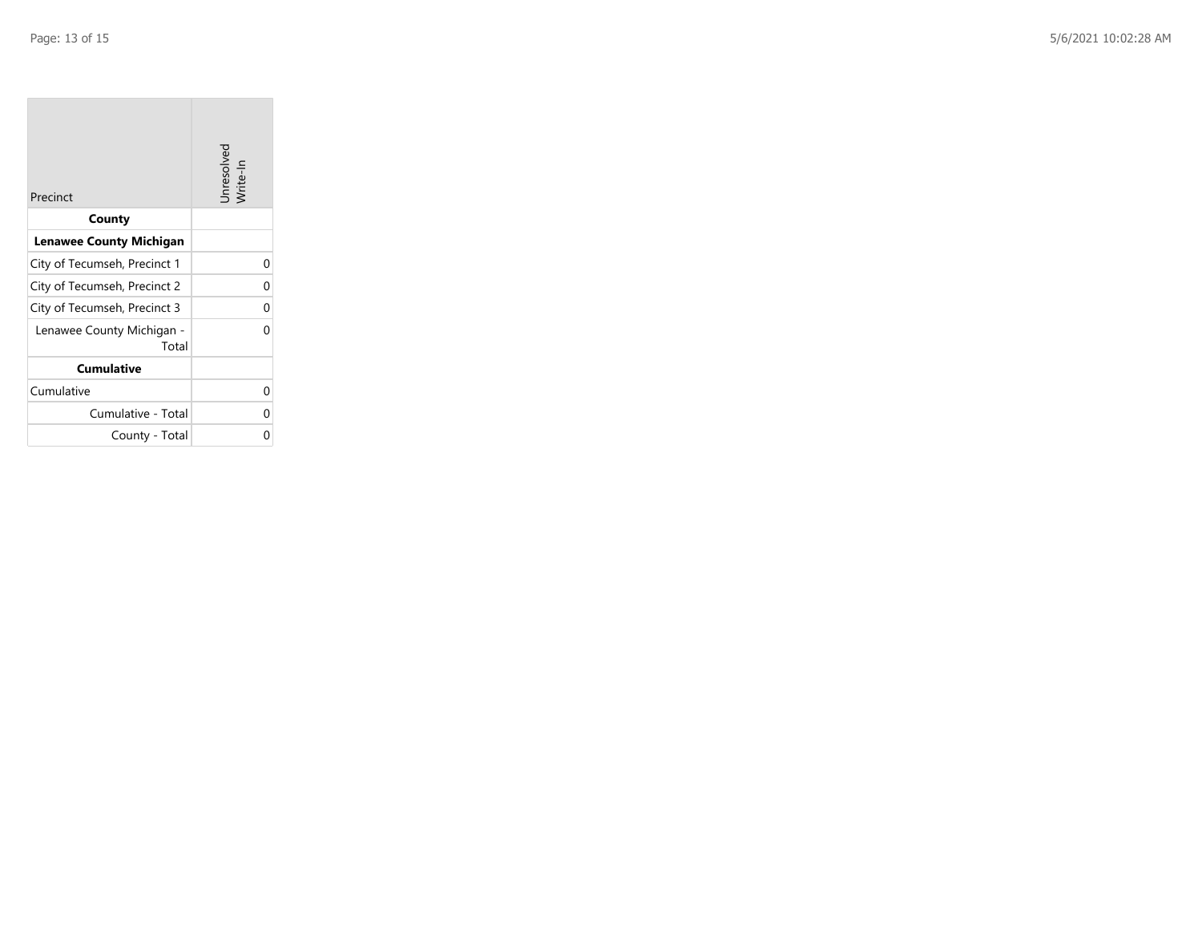| Precinct | Unresolved Write-In |
| --- | --- |
| **County** | |
| **Lenawee County Michigan** | |
| City of Tecumseh, Precinct 1 | 0 |
| City of Tecumseh, Precinct 2 | 0 |
| City of Tecumseh, Precinct 3 | 0 |
| Lenawee County Michigan - Total | 0 |
| **Cumulative** | |
| Cumulative | 0 |
| Cumulative - Total | 0 |
| County - Total | 0 |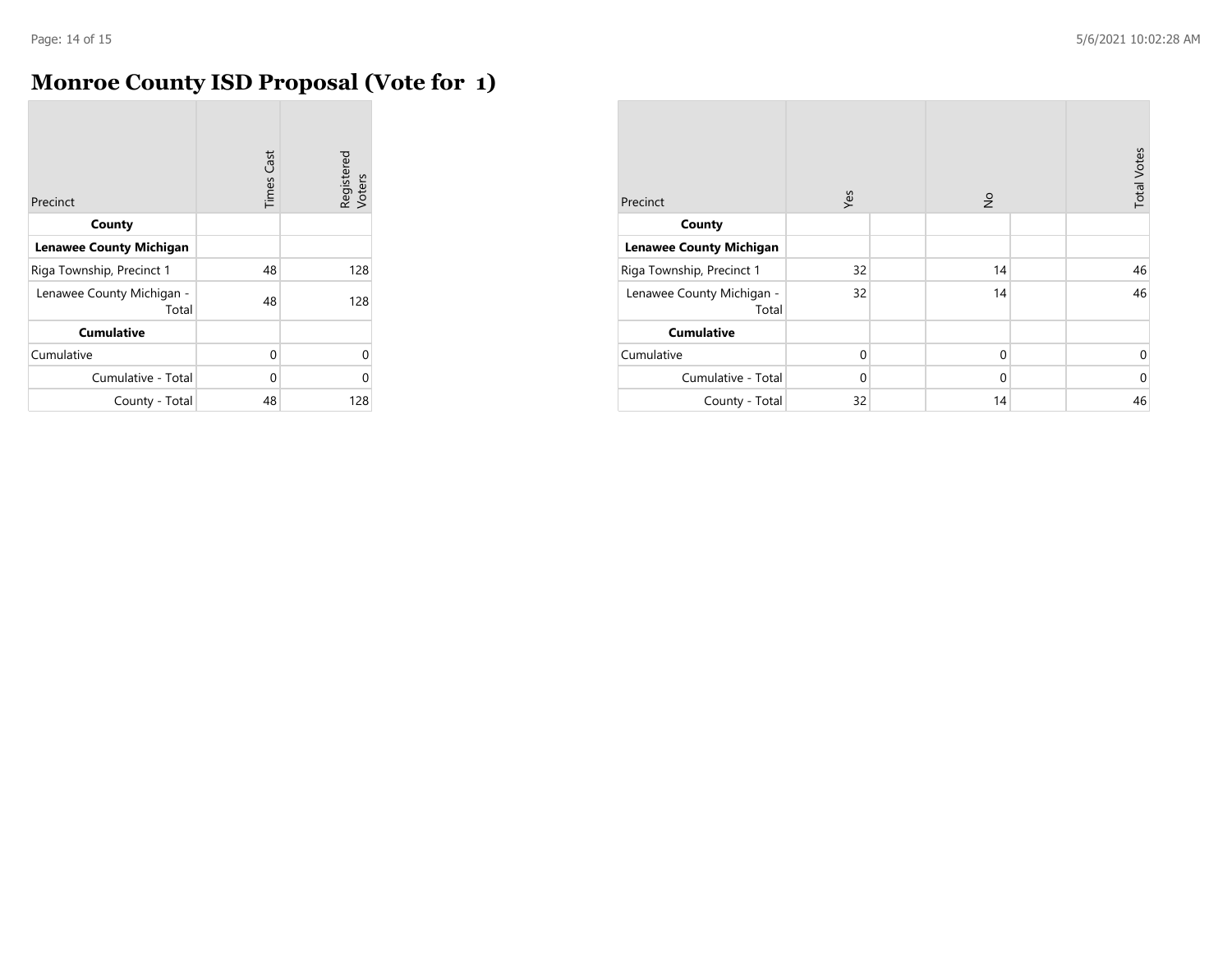# Monroe County ISD Proposal (Vote for 1)

| Precinct | Times Cast | Registered Voters |
|---|---|---|
| **County** | | |
| **Lenawee County Michigan** | | |
| Riga Township, Precinct 1 | 48 | 128 |
| Lenawee County Michigan - Total | 48 | 128 |
| **Cumulative** | | |
| Cumulative | 0 | 0 |
| Cumulative - Total | 0 | 0 |
| County - Total | 48 | 128 |

| Precinct | Yes | | No | | Total Votes |
|---|---|---|---|---|---|
| **County** | | | | | |
| **Lenawee County Michigan** | | | | | |
| Riga Township, Precinct 1 | 32 | | 14 | | 46 |
| Lenawee County Michigan - Total | 32 | | 14 | | 46 |
| **Cumulative** | | | | | |
| Cumulative | 0 | | 0 | | 0 |
| Cumulative - Total | 0 | | 0 | | 0 |
| County - Total | 32 | | 14 | | 46 |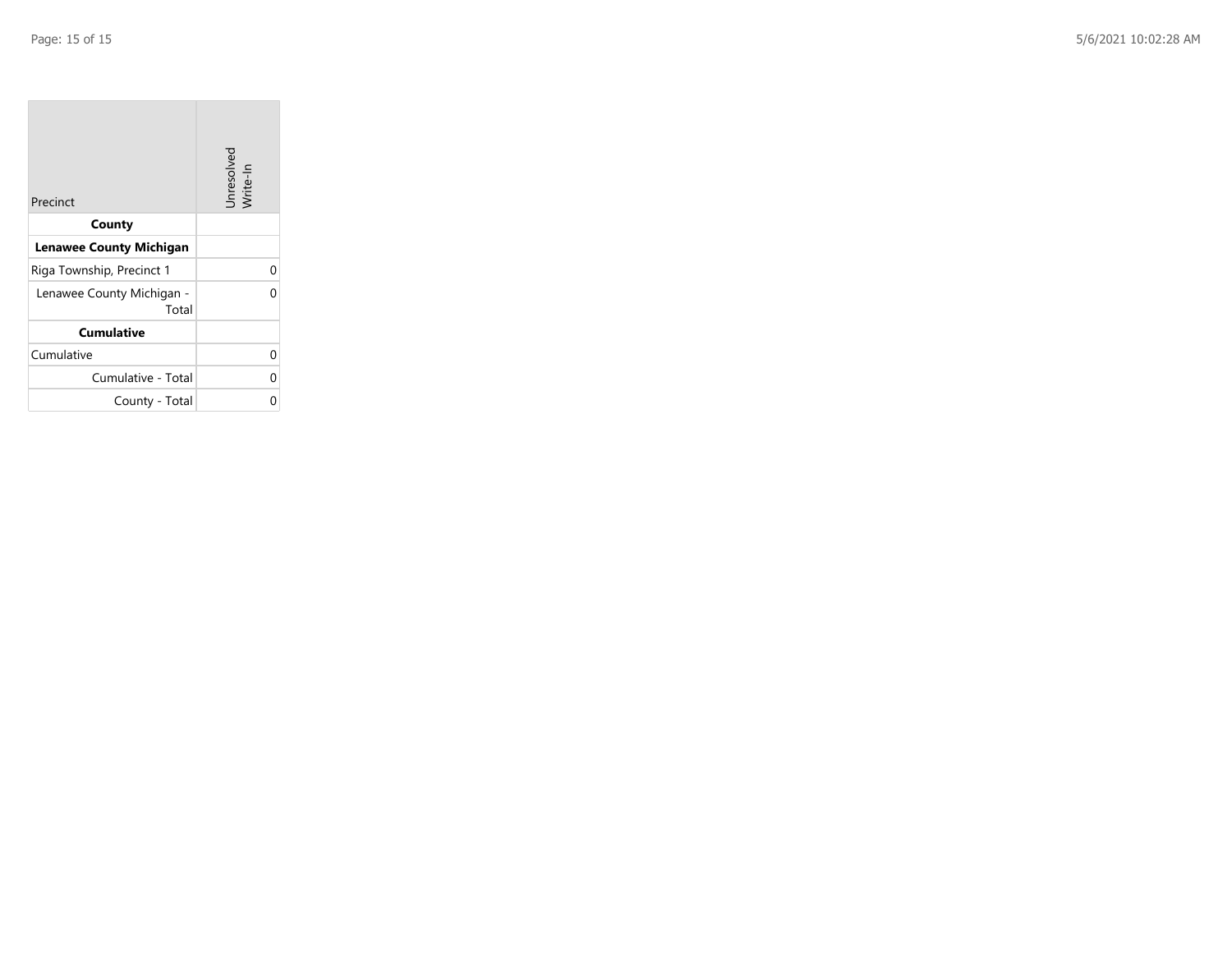| Precinct | Unresolved Write-In |
|---|---|
| **County** | |
| **Lenawee County Michigan** | |
| Riga Township, Precinct 1 | 0 |
| Lenawee County Michigan - Total | 0 |
| **Cumulative** | |
| Cumulative | 0 |
| Cumulative - Total | 0 |
| County - Total | 0 |